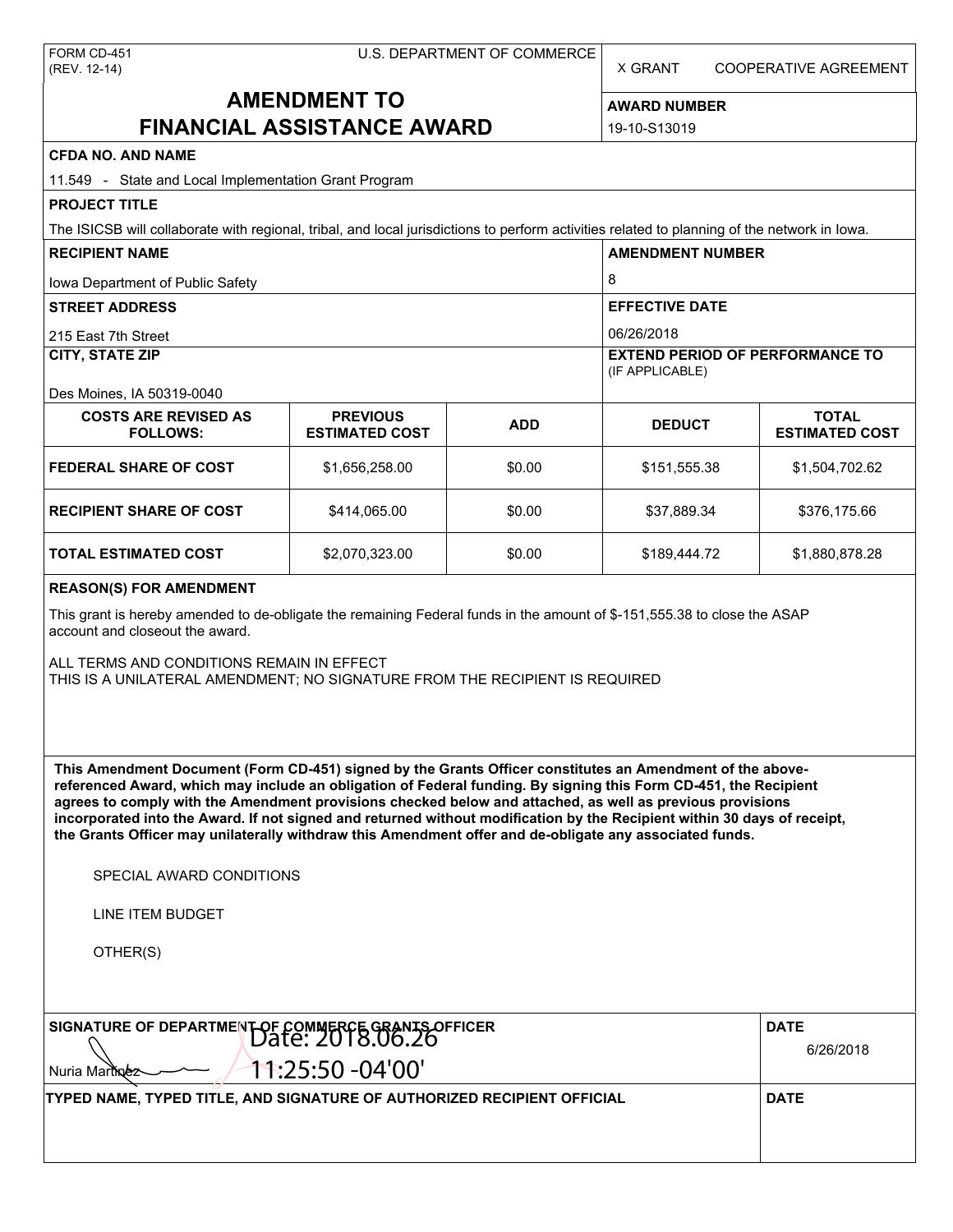FORM CD-451
(REV. 12-14)

U.S. DEPARTMENT OF COMMERCE

X GRANT    COOPERATIVE AGREEMENT

# AMENDMENT TO FINANCIAL ASSISTANCE AWARD

**AWARD NUMBER**

19-10-S13019

**CFDA NO. AND NAME**

11.549 - State and Local Implementation Grant Program

**PROJECT TITLE**

The ISICSB will collaborate with regional, tribal, and local jurisdictions to perform activities related to planning of the network in Iowa.

**RECIPIENT NAME**

Iowa Department of Public Safety

**AMENDMENT NUMBER**

8

**STREET ADDRESS**

215 East 7th Street

**EFFECTIVE DATE**

06/26/2018

**CITY, STATE ZIP**

Des Moines, IA 50319-0040

**EXTEND PERIOD OF PERFORMANCE TO** (IF APPLICABLE)

| COSTS ARE REVISED AS FOLLOWS: | PREVIOUS ESTIMATED COST | ADD | DEDUCT | TOTAL ESTIMATED COST |
|---|---|---|---|---|
| FEDERAL SHARE OF COST | $1,656,258.00 | $0.00 | $151,555.38 | $1,504,702.62 |
| RECIPIENT SHARE OF COST | $414,065.00 | $0.00 | $37,889.34 | $376,175.66 |
| TOTAL ESTIMATED COST | $2,070,323.00 | $0.00 | $189,444.72 | $1,880,878.28 |

**REASON(S) FOR AMENDMENT**

This grant is hereby amended to de-obligate the remaining Federal funds in the amount of $-151,555.38 to close the ASAP account and closeout the award.

ALL TERMS AND CONDITIONS REMAIN IN EFFECT
THIS IS A UNILATERAL AMENDMENT; NO SIGNATURE FROM THE RECIPIENT IS REQUIRED

**This Amendment Document (Form CD-451) signed by the Grants Officer constitutes an Amendment of the above-referenced Award, which may include an obligation of Federal funding. By signing this Form CD-451, the Recipient agrees to comply with the Amendment provisions checked below and attached, as well as previous provisions incorporated into the Award. If not signed and returned without modification by the Recipient within 30 days of receipt, the Grants Officer may unilaterally withdraw this Amendment offer and de-obligate any associated funds.**

SPECIAL AWARD CONDITIONS

LINE ITEM BUDGET

OTHER(S)

**SIGNATURE OF DEPARTMENT OF COMMERCE GRANTS OFFICER**

Nuria Martinez    Date: 2018.06.26 11:25:50 -04'00'

**DATE**

6/26/2018

**TYPED NAME, TYPED TITLE, AND SIGNATURE OF AUTHORIZED RECIPIENT OFFICIAL**

**DATE**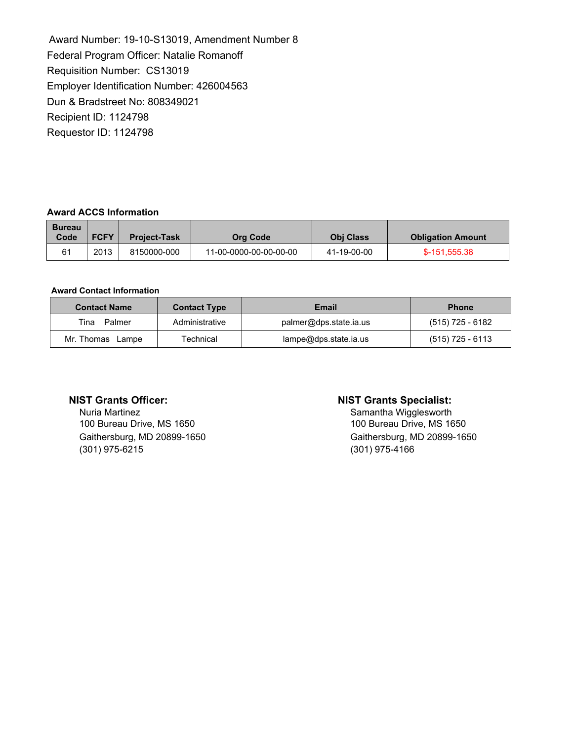Award Number: 19-10-S13019, Amendment Number 8
Federal Program Officer: Natalie Romanoff
Requisition Number: CS13019
Employer Identification Number: 426004563
Dun & Bradstreet No: 808349021
Recipient ID: 1124798
Requestor ID: 1124798

**Award ACCS Information**

| Bureau Code | FCFY | Project-Task | Org Code | Obj Class | Obligation Amount |
|---|---|---|---|---|---|
| 61 | 2013 | 8150000-000 | 11-00-0000-00-00-00-00 | 41-19-00-00 | $-151,555.38 |

**Award Contact Information**

| Contact Name | Contact Type | Email | Phone |
|---|---|---|---|
| Tina Palmer | Administrative | palmer@dps.state.ia.us | (515) 725 - 6182 |
| Mr. Thomas Lampe | Technical | lampe@dps.state.ia.us | (515) 725 - 6113 |

**NIST Grants Officer:**
Nuria Martinez
100 Bureau Drive, MS 1650
Gaithersburg, MD 20899-1650
(301) 975-6215

**NIST Grants Specialist:**
Samantha Wigglesworth
100 Bureau Drive, MS 1650
Gaithersburg, MD 20899-1650
(301) 975-4166